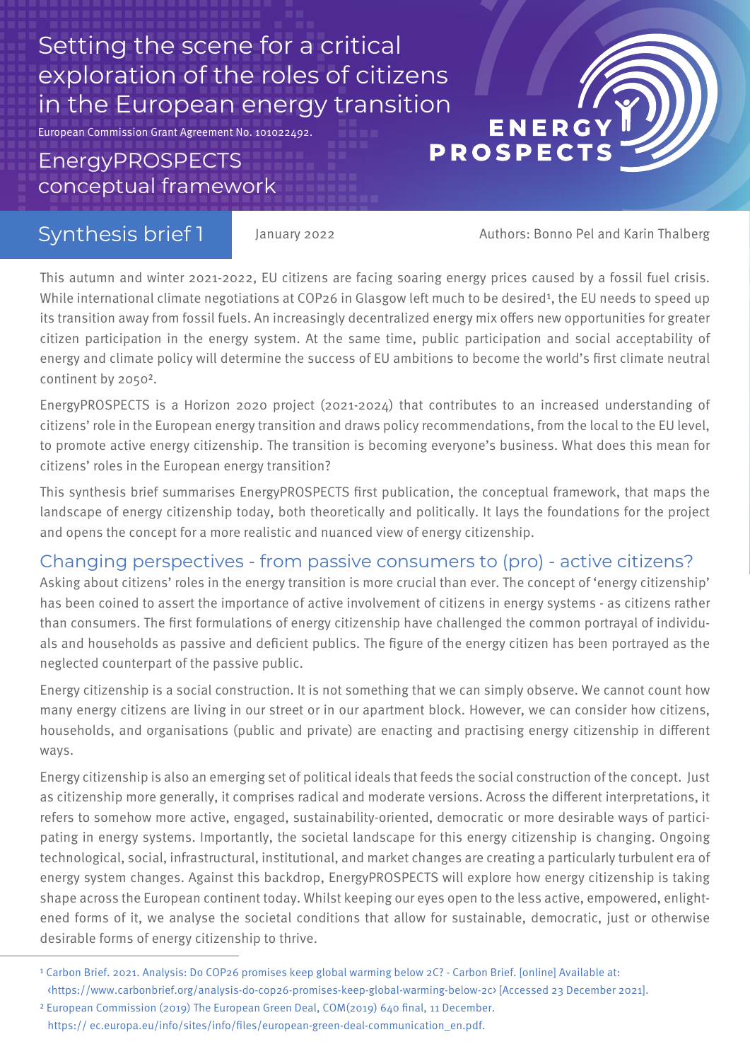# Setting the scene for a critical exploration of the roles of citizens in the European energy transition

European Commission Grant Agreement No. 101022492.

## EnergyPROSPECTS conceptual framework

ENERGY PROSPECTS

**Synthesis brief 1**

January 2022

Authors: Bonno Pel and Karin Thalberg

This autumn and winter 2021-2022, EU citizens are facing soaring energy prices caused by a fossil fuel crisis. While international climate negotiations at COP26 in Glasgow left much to be desired[1], the EU needs to speed up its transition away from fossil fuels. An increasingly decentralized energy mix offers new opportunities for greater citizen participation in the energy system. At the same time, public participation and social acceptability of energy and climate policy will determine the success of EU ambitions to become the world's first climate neutral continent by 2050[2].

EnergyPROSPECTS is a Horizon 2020 project (2021-2024) that contributes to an increased understanding of citizens' role in the European energy transition and draws policy recommendations, from the local to the EU level, to promote active energy citizenship. The transition is becoming everyone's business. What does this mean for citizens' roles in the European energy transition?

This synthesis brief summarises EnergyPROSPECTS first publication, the conceptual framework, that maps the landscape of energy citizenship today, both theoretically and politically. It lays the foundations for the project and opens the concept for a more realistic and nuanced view of energy citizenship.

## Changing perspectives - from passive consumers to (pro) - active citizens?

Asking about citizens' roles in the energy transition is more crucial than ever. The concept of 'energy citizenship' has been coined to assert the importance of active involvement of citizens in energy systems - as citizens rather than consumers. The first formulations of energy citizenship have challenged the common portrayal of individuals and households as passive and deficient publics. The figure of the energy citizen has been portrayed as the neglected counterpart of the passive public.

Energy citizenship is a social construction. It is not something that we can simply observe. We cannot count how many energy citizens are living in our street or in our apartment block. However, we can consider how citizens, households, and organisations (public and private) are enacting and practising energy citizenship in different ways.

Energy citizenship is also an emerging set of political ideals that feeds the social construction of the concept. Just as citizenship more generally, it comprises radical and moderate versions. Across the different interpretations, it refers to somehow more active, engaged, sustainability-oriented, democratic or more desirable ways of participating in energy systems. Importantly, the societal landscape for this energy citizenship is changing. Ongoing technological, social, infrastructural, institutional, and market changes are creating a particularly turbulent era of energy system changes. Against this backdrop, EnergyPROSPECTS will explore how energy citizenship is taking shape across the European continent today. Whilst keeping our eyes open to the less active, empowered, enlightened forms of it, we analyse the societal conditions that allow for sustainable, democratic, just or otherwise desirable forms of energy citizenship to thrive.

---

[1] Carbon Brief. 2021. Analysis: Do COP26 promises keep global warming below 2C? - Carbon Brief. [online] Available at: ‹https://www.carbonbrief.org/analysis-do-cop26-promises-keep-global-warming-below-2c› [Accessed 23 December 2021].

[2] European Commission (2019) The European Green Deal, COM(2019) 640 final, 11 December. https:// ec.europa.eu/info/sites/info/files/european-green-deal-communication_en.pdf.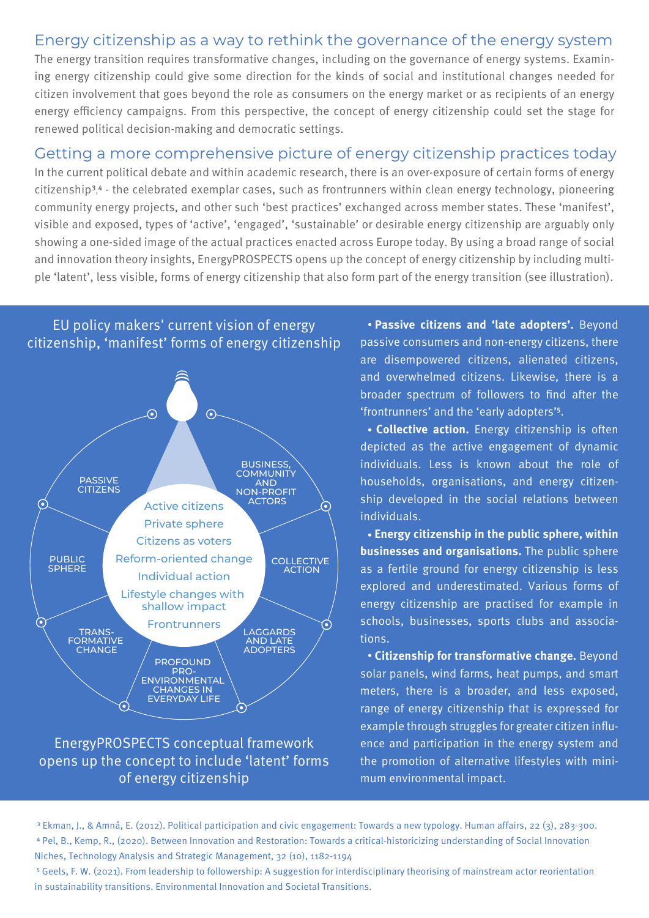## Energy citizenship as a way to rethink the governance of the energy system

The energy transition requires transformative changes, including on the governance of energy systems. Examining energy citizenship could give some direction for the kinds of social and institutional changes needed for citizen involvement that goes beyond the role as consumers on the energy market or as recipients of an energy energy efficiency campaigns. From this perspective, the concept of energy citizenship could set the stage for renewed political decision-making and democratic settings.

## Getting a more comprehensive picture of energy citizenship practices today

In the current political debate and within academic research, there is an over-exposure of certain forms of energy citizenship[3,4] - the celebrated exemplar cases, such as frontrunners within clean energy technology, pioneering community energy projects, and other such 'best practices' exchanged across member states. These 'manifest', visible and exposed, types of 'active', 'engaged', 'sustainable' or desirable energy citizenship are arguably only showing a one-sided image of the actual practices enacted across Europe today. By using a broad range of social and innovation theory insights, EnergyPROSPECTS opens up the concept of energy citizenship by including multiple 'latent', less visible, forms of energy citizenship that also form part of the energy transition (see illustration).

EU policy makers' current vision of energy citizenship, 'manifest' forms of energy citizenship

Active citizens
Private sphere
Citizens as voters
Reform-oriented change
Individual action
Lifestyle changes with shallow impact
Frontrunners

PASSIVE CITIZENS
BUSINESS, COMMUNITY AND NON-PROFIT ACTORS
PUBLIC SPHERE
COLLECTIVE ACTION
TRANS-FORMATIVE CHANGE
LAGGARDS AND LATE ADOPTERS
PROFOUND PRO-ENVIRONMENTAL CHANGES IN EVERYDAY LIFE

EnergyPROSPECTS conceptual framework opens up the concept to include 'latent' forms of energy citizenship

- **Passive citizens and 'late adopters'.** Beyond passive consumers and non-energy citizens, there are disempowered citizens, alienated citizens, and overwhelmed citizens. Likewise, there is a broader spectrum of followers to find after the 'frontrunners' and the 'early adopters'[5].
- **Collective action.** Energy citizenship is often depicted as the active engagement of dynamic individuals. Less is known about the role of households, organisations, and energy citizenship developed in the social relations between individuals.
- **Energy citizenship in the public sphere, within businesses and organisations.** The public sphere as a fertile ground for energy citizenship is less explored and underestimated. Various forms of energy citizenship are practised for example in schools, businesses, sports clubs and associations.
- **Citizenship for transformative change.** Beyond solar panels, wind farms, heat pumps, and smart meters, there is a broader, and less exposed, range of energy citizenship that is expressed for example through struggles for greater citizen influence and participation in the energy system and the promotion of alternative lifestyles with minimum environmental impact.

[3] Ekman, J., & Amnå, E. (2012). Political participation and civic engagement: Towards a new typology. Human affairs, 22 (3), 283-300.
[4] Pel, B., Kemp, R., (2020). Between Innovation and Restoration: Towards a critical-historicizing understanding of Social Innovation Niches, Technology Analysis and Strategic Management, 32 (10), 1182-1194
[5] Geels, F. W. (2021). From leadership to followership: A suggestion for interdisciplinary theorising of mainstream actor reorientation in sustainability transitions. Environmental Innovation and Societal Transitions.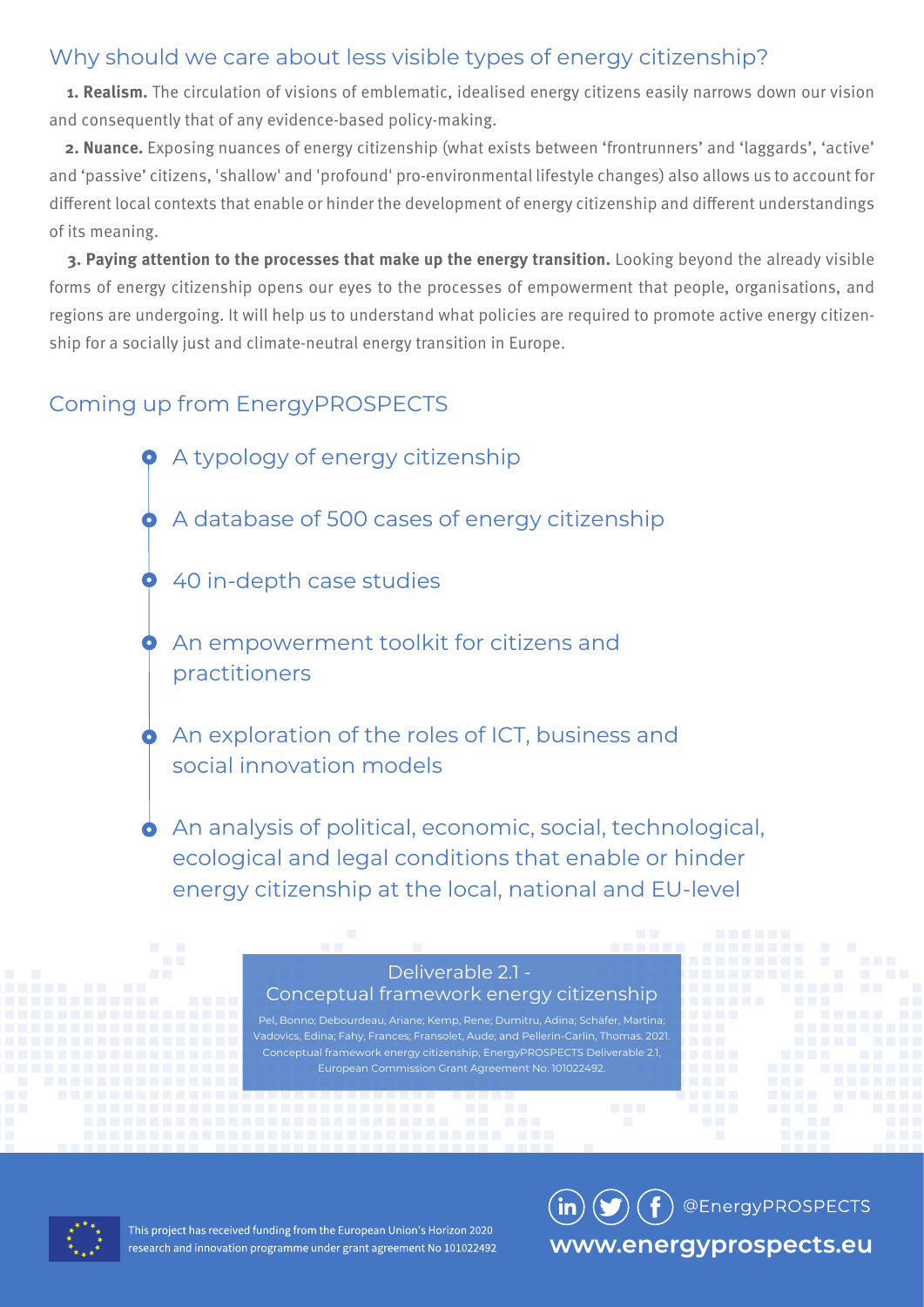## Why should we care about less visible types of energy citizenship?

1. **Realism.** The circulation of visions of emblematic, idealised energy citizens easily narrows down our vision and consequently that of any evidence-based policy-making.

2. **Nuance.** Exposing nuances of energy citizenship (what exists between 'frontrunners' and 'laggards', 'active' and 'passive' citizens, 'shallow' and 'profound' pro-environmental lifestyle changes) also allows us to account for different local contexts that enable or hinder the development of energy citizenship and different understandings of its meaning.

3. **Paying attention to the processes that make up the energy transition.** Looking beyond the already visible forms of energy citizenship opens our eyes to the processes of empowerment that people, organisations, and regions are undergoing. It will help us to understand what policies are required to promote active energy citizenship for a socially just and climate-neutral energy transition in Europe.

## Coming up from EnergyPROSPECTS

- A typology of energy citizenship
- A database of 500 cases of energy citizenship
- 40 in-depth case studies
- An empowerment toolkit for citizens and practitioners
- An exploration of the roles of ICT, business and social innovation models
- An analysis of political, economic, social, technological, ecological and legal conditions that enable or hinder energy citizenship at the local, national and EU-level

**Deliverable 2.1 - Conceptual framework energy citizenship**

Pel, Bonno; Debourdeau, Ariane; Kemp, Rene; Dumitru, Adina; Schäfer, Martina; Vadovics, Edina; Fahy, Frances; Fransolet, Aude; and Pellerin-Carlin, Thomas. 2021. Conceptual framework energy citizenship, EnergyPROSPECTS Deliverable 2.1, European Commission Grant Agreement No. 101022492.

This project has received funding from the European Union's Horizon 2020 research and innovation programme under grant agreement No 101022492

@EnergyPROSPECTS

www.energyprospects.eu